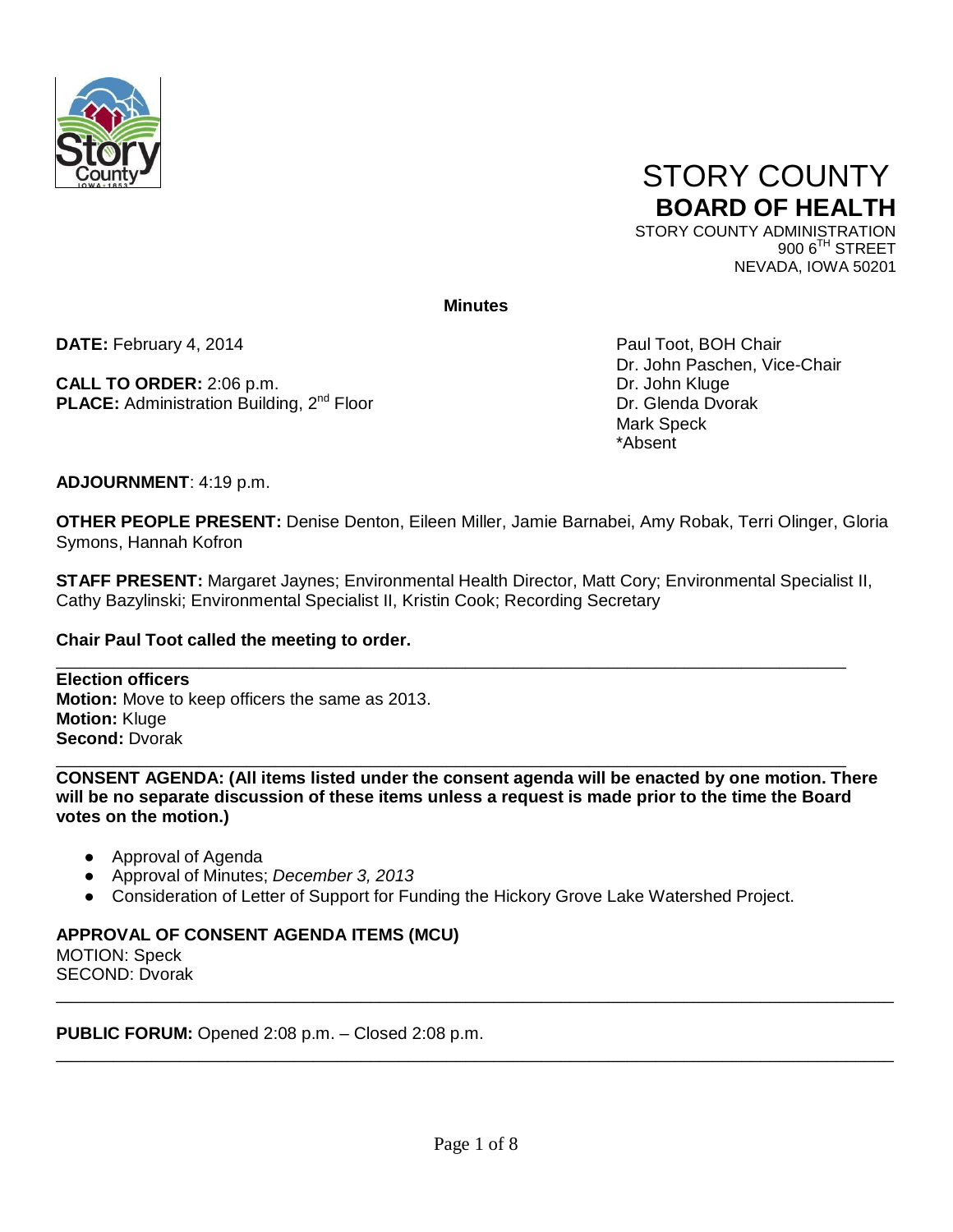# STORY COUNTY
## BOARD OF HEALTH

STORY COUNTY ADMINISTRATION
900 6TH STREET
NEVADA, IOWA 50201

**Minutes**

**DATE:** February 4, 2014

**CALL TO ORDER:** 2:06 p.m.
**PLACE:** Administration Building, 2nd Floor

Paul Toot, BOH Chair
Dr. John Paschen, Vice-Chair
Dr. John Kluge
Dr. Glenda Dvorak
Mark Speck
*Absent

**ADJOURNMENT**: 4:19 p.m.

**OTHER PEOPLE PRESENT:** Denise Denton, Eileen Miller, Jamie Barnabei, Amy Robak, Terri Olinger, Gloria Symons, Hannah Kofron

**STAFF PRESENT:** Margaret Jaynes; Environmental Health Director, Matt Cory; Environmental Specialist II, Cathy Bazylinski; Environmental Specialist II, Kristin Cook; Recording Secretary

**Chair Paul Toot called the meeting to order.**

---

**Election officers**
**Motion:** Move to keep officers the same as 2013.
**Motion:** Kluge
**Second:** Dvorak

---

**CONSENT AGENDA: (All items listed under the consent agenda will be enacted by one motion. There will be no separate discussion of these items unless a request is made prior to the time the Board votes on the motion.)**

- Approval of Agenda
- Approval of Minutes; *December 3, 2013*
- Consideration of Letter of Support for Funding the Hickory Grove Lake Watershed Project.

**APPROVAL OF CONSENT AGENDA ITEMS (MCU)**
MOTION: Speck
SECOND: Dvorak

---

**PUBLIC FORUM:** Opened 2:08 p.m. – Closed 2:08 p.m.

---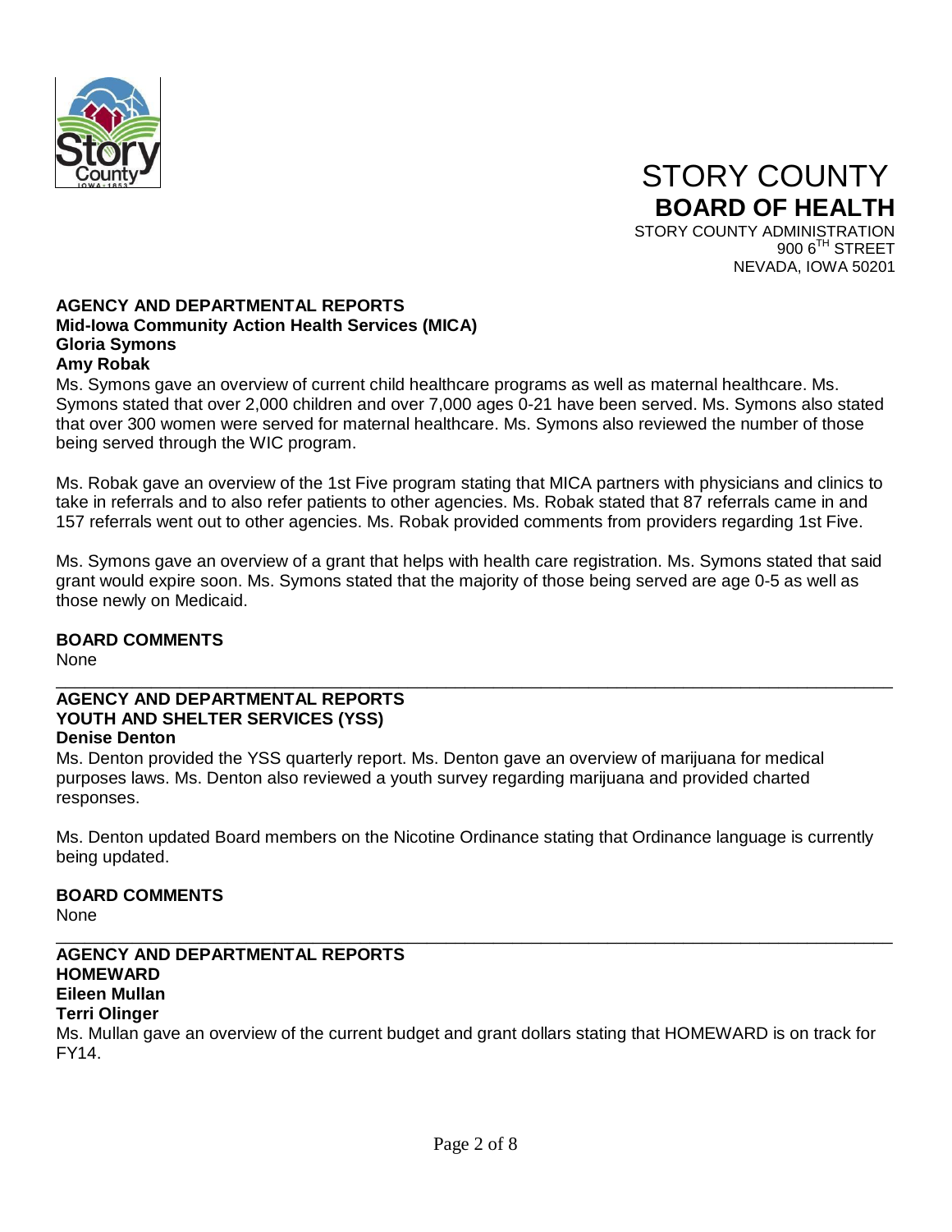# STORY COUNTY
## BOARD OF HEALTH

STORY COUNTY ADMINISTRATION
900 6TH STREET
NEVADA, IOWA 50201

### AGENCY AND DEPARTMENTAL REPORTS
**Mid-Iowa Community Action Health Services (MICA)**
**Gloria Symons**
**Amy Robak**

Ms. Symons gave an overview of current child healthcare programs as well as maternal healthcare. Ms. Symons stated that over 2,000 children and over 7,000 ages 0-21 have been served. Ms. Symons also stated that over 300 women were served for maternal healthcare. Ms. Symons also reviewed the number of those being served through the WIC program.

Ms. Robak gave an overview of the 1st Five program stating that MICA partners with physicians and clinics to take in referrals and to also refer patients to other agencies. Ms. Robak stated that 87 referrals came in and 157 referrals went out to other agencies. Ms. Robak provided comments from providers regarding 1st Five.

Ms. Symons gave an overview of a grant that helps with health care registration. Ms. Symons stated that said grant would expire soon. Ms. Symons stated that the majority of those being served are age 0-5 as well as those newly on Medicaid.

### BOARD COMMENTS
None

---

### AGENCY AND DEPARTMENTAL REPORTS
**YOUTH AND SHELTER SERVICES (YSS)**
**Denise Denton**

Ms. Denton provided the YSS quarterly report. Ms. Denton gave an overview of marijuana for medical purposes laws. Ms. Denton also reviewed a youth survey regarding marijuana and provided charted responses.

Ms. Denton updated Board members on the Nicotine Ordinance stating that Ordinance language is currently being updated.

### BOARD COMMENTS
None

---

### AGENCY AND DEPARTMENTAL REPORTS
**HOMEWARD**
**Eileen Mullan**
**Terri Olinger**

Ms. Mullan gave an overview of the current budget and grant dollars stating that HOMEWARD is on track for FY14.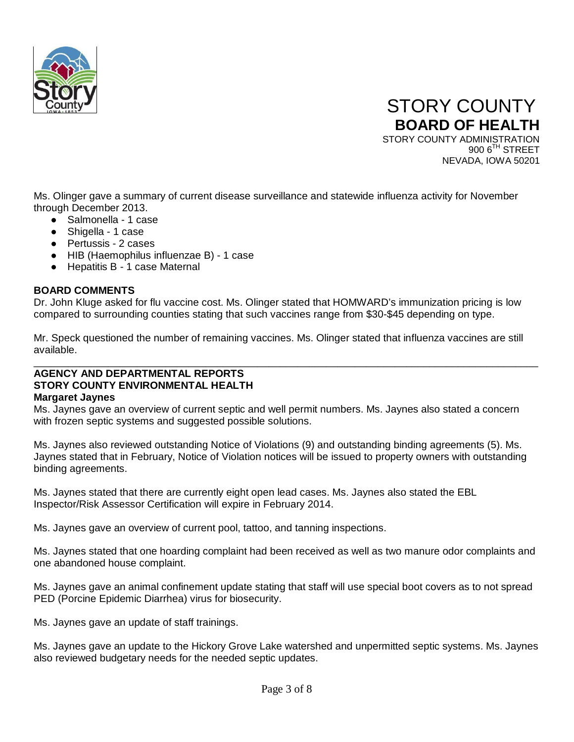# STORY COUNTY
## BOARD OF HEALTH

STORY COUNTY ADMINISTRATION
900 6TH STREET
NEVADA, IOWA 50201

Ms. Olinger gave a summary of current disease surveillance and statewide influenza activity for November through December 2013.

- Salmonella - 1 case
- Shigella - 1 case
- Pertussis - 2 cases
- HIB (Haemophilus influenzae B) - 1 case
- Hepatitis B - 1 case Maternal

**BOARD COMMENTS**

Dr. John Kluge asked for flu vaccine cost. Ms. Olinger stated that HOMWARD's immunization pricing is low compared to surrounding counties stating that such vaccines range from $30-$45 depending on type.

Mr. Speck questioned the number of remaining vaccines. Ms. Olinger stated that influenza vaccines are still available.

---

**AGENCY AND DEPARTMENTAL REPORTS**
**STORY COUNTY ENVIRONMENTAL HEALTH**
**Margaret Jaynes**

Ms. Jaynes gave an overview of current septic and well permit numbers. Ms. Jaynes also stated a concern with frozen septic systems and suggested possible solutions.

Ms. Jaynes also reviewed outstanding Notice of Violations (9) and outstanding binding agreements (5). Ms. Jaynes stated that in February, Notice of Violation notices will be issued to property owners with outstanding binding agreements.

Ms. Jaynes stated that there are currently eight open lead cases. Ms. Jaynes also stated the EBL Inspector/Risk Assessor Certification will expire in February 2014.

Ms. Jaynes gave an overview of current pool, tattoo, and tanning inspections.

Ms. Jaynes stated that one hoarding complaint had been received as well as two manure odor complaints and one abandoned house complaint.

Ms. Jaynes gave an animal confinement update stating that staff will use special boot covers as to not spread PED (Porcine Epidemic Diarrhea) virus for biosecurity.

Ms. Jaynes gave an update of staff trainings.

Ms. Jaynes gave an update to the Hickory Grove Lake watershed and unpermitted septic systems. Ms. Jaynes also reviewed budgetary needs for the needed septic updates.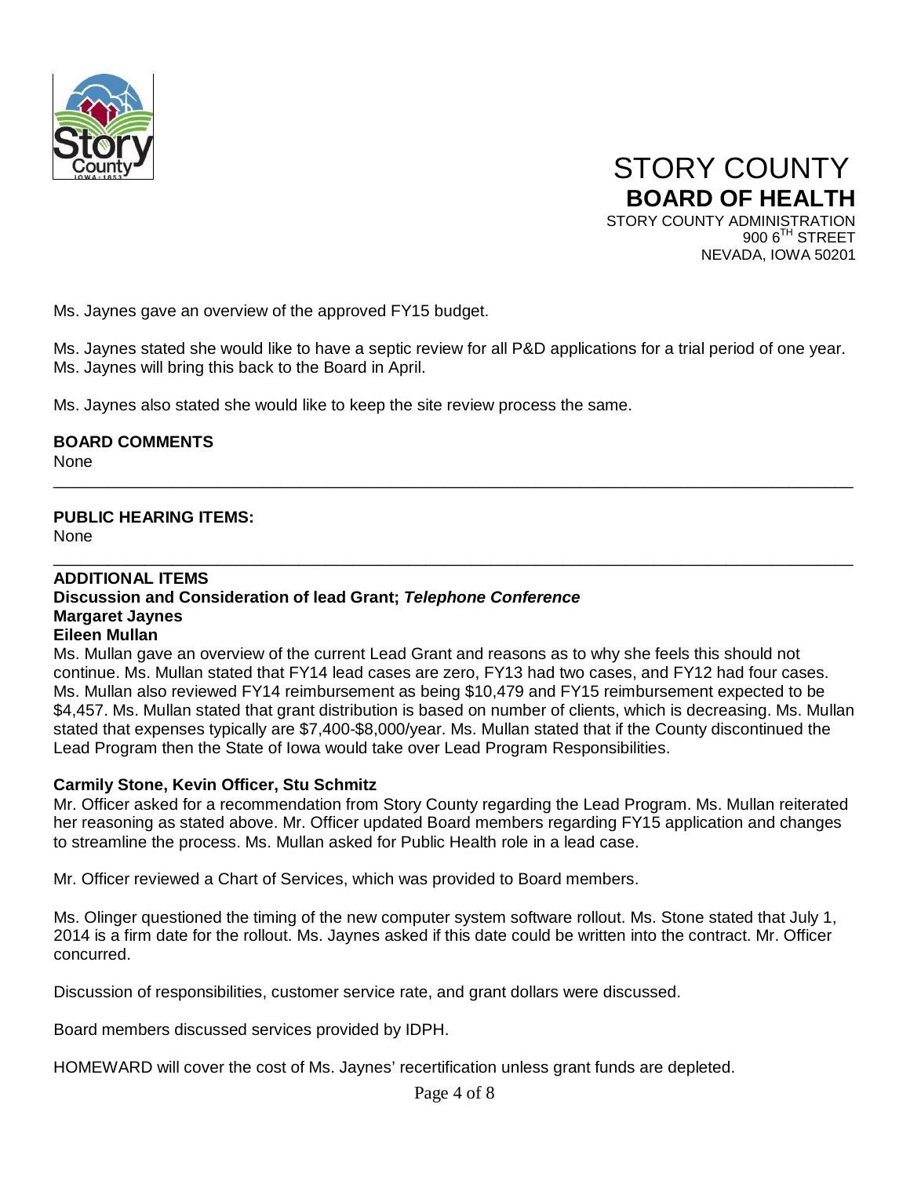Ms. Jaynes gave an overview of the approved FY15 budget.

Ms. Jaynes stated she would like to have a septic review for all P&D applications for a trial period of one year. Ms. Jaynes will bring this back to the Board in April.

Ms. Jaynes also stated she would like to keep the site review process the same.

**BOARD COMMENTS**
None

---

**PUBLIC HEARING ITEMS:**
None

---

**ADDITIONAL ITEMS**
**Discussion and Consideration of lead Grant; *Telephone Conference***
**Margaret Jaynes**
**Eileen Mullan**

Ms. Mullan gave an overview of the current Lead Grant and reasons as to why she feels this should not continue. Ms. Mullan stated that FY14 lead cases are zero, FY13 had two cases, and FY12 had four cases. Ms. Mullan also reviewed FY14 reimbursement as being $10,479 and FY15 reimbursement expected to be $4,457. Ms. Mullan stated that grant distribution is based on number of clients, which is decreasing. Ms. Mullan stated that expenses typically are $7,400-$8,000/year. Ms. Mullan stated that if the County discontinued the Lead Program then the State of Iowa would take over Lead Program Responsibilities.

**Carmily Stone, Kevin Officer, Stu Schmitz**

Mr. Officer asked for a recommendation from Story County regarding the Lead Program. Ms. Mullan reiterated her reasoning as stated above. Mr. Officer updated Board members regarding FY15 application and changes to streamline the process. Ms. Mullan asked for Public Health role in a lead case.

Mr. Officer reviewed a Chart of Services, which was provided to Board members.

Ms. Olinger questioned the timing of the new computer system software rollout. Ms. Stone stated that July 1, 2014 is a firm date for the rollout. Ms. Jaynes asked if this date could be written into the contract. Mr. Officer concurred.

Discussion of responsibilities, customer service rate, and grant dollars were discussed.

Board members discussed services provided by IDPH.

HOMEWARD will cover the cost of Ms. Jaynes' recertification unless grant funds are depleted.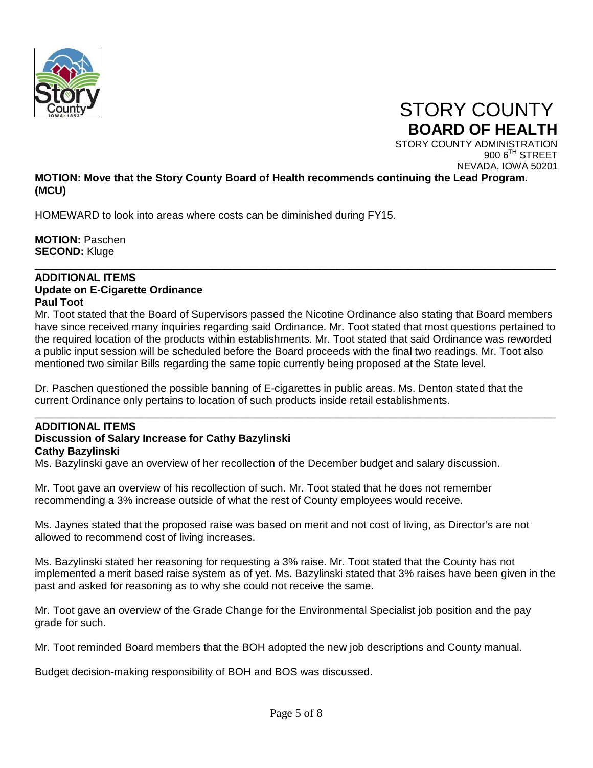**MOTION: Move that the Story County Board of Health recommends continuing the Lead Program. (MCU)**

HOMEWARD to look into areas where costs can be diminished during FY15.

**MOTION:** Paschen
**SECOND:** Kluge

---

**ADDITIONAL ITEMS**
**Update on E-Cigarette Ordinance**
**Paul Toot**

Mr. Toot stated that the Board of Supervisors passed the Nicotine Ordinance also stating that Board members have since received many inquiries regarding said Ordinance. Mr. Toot stated that most questions pertained to the required location of the products within establishments. Mr. Toot stated that said Ordinance was reworded a public input session will be scheduled before the Board proceeds with the final two readings. Mr. Toot also mentioned two similar Bills regarding the same topic currently being proposed at the State level.

Dr. Paschen questioned the possible banning of E-cigarettes in public areas. Ms. Denton stated that the current Ordinance only pertains to location of such products inside retail establishments.

---

**ADDITIONAL ITEMS**
**Discussion of Salary Increase for Cathy Bazylinski**
**Cathy Bazylinski**

Ms. Bazylinski gave an overview of her recollection of the December budget and salary discussion.

Mr. Toot gave an overview of his recollection of such. Mr. Toot stated that he does not remember recommending a 3% increase outside of what the rest of County employees would receive.

Ms. Jaynes stated that the proposed raise was based on merit and not cost of living, as Director's are not allowed to recommend cost of living increases.

Ms. Bazylinski stated her reasoning for requesting a 3% raise. Mr. Toot stated that the County has not implemented a merit based raise system as of yet. Ms. Bazylinski stated that 3% raises have been given in the past and asked for reasoning as to why she could not receive the same.

Mr. Toot gave an overview of the Grade Change for the Environmental Specialist job position and the pay grade for such.

Mr. Toot reminded Board members that the BOH adopted the new job descriptions and County manual.

Budget decision-making responsibility of BOH and BOS was discussed.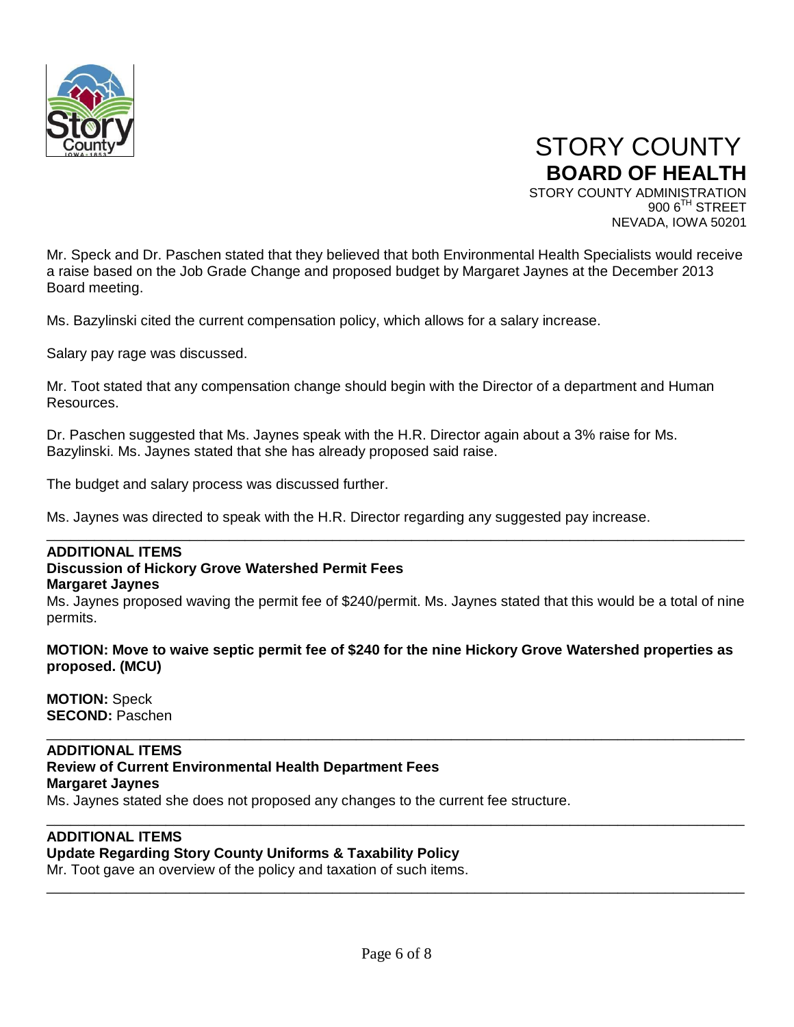Mr. Speck and Dr. Paschen stated that they believed that both Environmental Health Specialists would receive a raise based on the Job Grade Change and proposed budget by Margaret Jaynes at the December 2013 Board meeting.

Ms. Bazylinski cited the current compensation policy, which allows for a salary increase.

Salary pay rage was discussed.

Mr. Toot stated that any compensation change should begin with the Director of a department and Human Resources.

Dr. Paschen suggested that Ms. Jaynes speak with the H.R. Director again about a 3% raise for Ms. Bazylinski. Ms. Jaynes stated that she has already proposed said raise.

The budget and salary process was discussed further.

Ms. Jaynes was directed to speak with the H.R. Director regarding any suggested pay increase.

---

**ADDITIONAL ITEMS**
**Discussion of Hickory Grove Watershed Permit Fees**
**Margaret Jaynes**

Ms. Jaynes proposed waving the permit fee of $240/permit. Ms. Jaynes stated that this would be a total of nine permits.

**MOTION: Move to waive septic permit fee of $240 for the nine Hickory Grove Watershed properties as proposed. (MCU)**

**MOTION:** Speck
**SECOND:** Paschen

---

**ADDITIONAL ITEMS**
**Review of Current Environmental Health Department Fees**
**Margaret Jaynes**

Ms. Jaynes stated she does not proposed any changes to the current fee structure.

---

**ADDITIONAL ITEMS**
**Update Regarding Story County Uniforms & Taxability Policy**

Mr. Toot gave an overview of the policy and taxation of such items.

---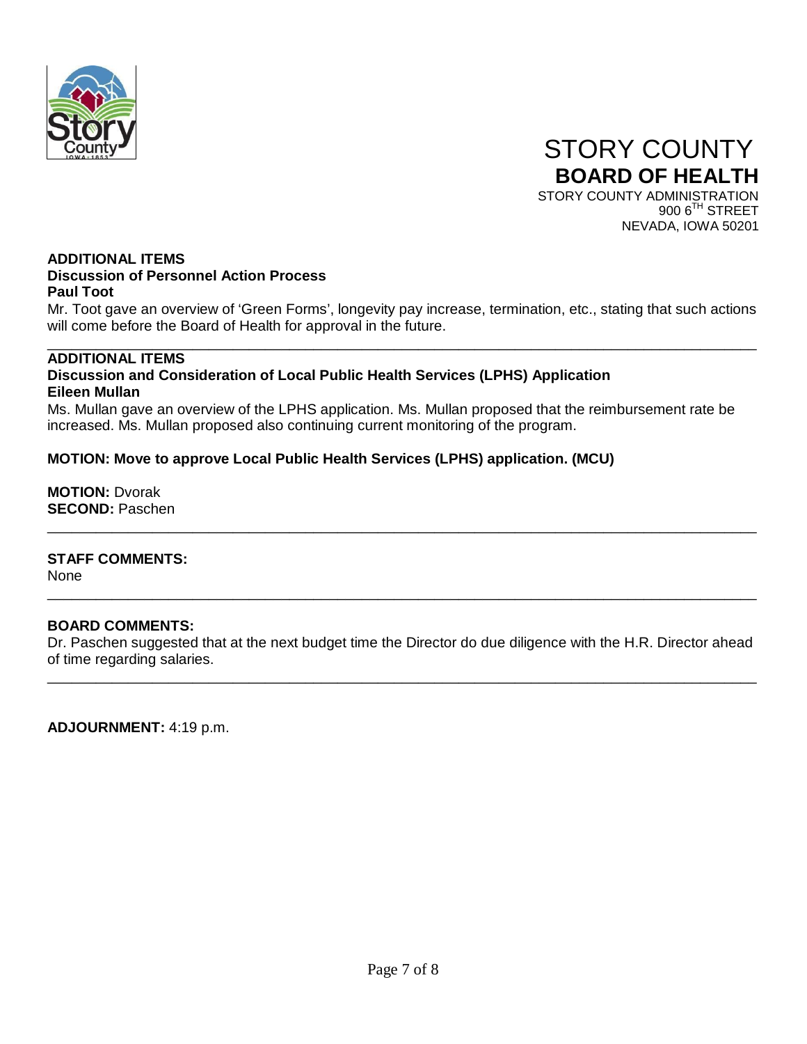STORY COUNTY
**BOARD OF HEALTH**
STORY COUNTY ADMINISTRATION
900 6TH STREET
NEVADA, IOWA 50201

**ADDITIONAL ITEMS**
**Discussion of Personnel Action Process**
**Paul Toot**

Mr. Toot gave an overview of 'Green Forms', longevity pay increase, termination, etc., stating that such actions will come before the Board of Health for approval in the future.

---

**ADDITIONAL ITEMS**
**Discussion and Consideration of Local Public Health Services (LPHS) Application**
**Eileen Mullan**

Ms. Mullan gave an overview of the LPHS application. Ms. Mullan proposed that the reimbursement rate be increased. Ms. Mullan proposed also continuing current monitoring of the program.

**MOTION: Move to approve Local Public Health Services (LPHS) application. (MCU)**

**MOTION:** Dvorak
**SECOND:** Paschen

---

**STAFF COMMENTS:**
None

---

**BOARD COMMENTS:**
Dr. Paschen suggested that at the next budget time the Director do due diligence with the H.R. Director ahead of time regarding salaries.

---

**ADJOURNMENT:** 4:19 p.m.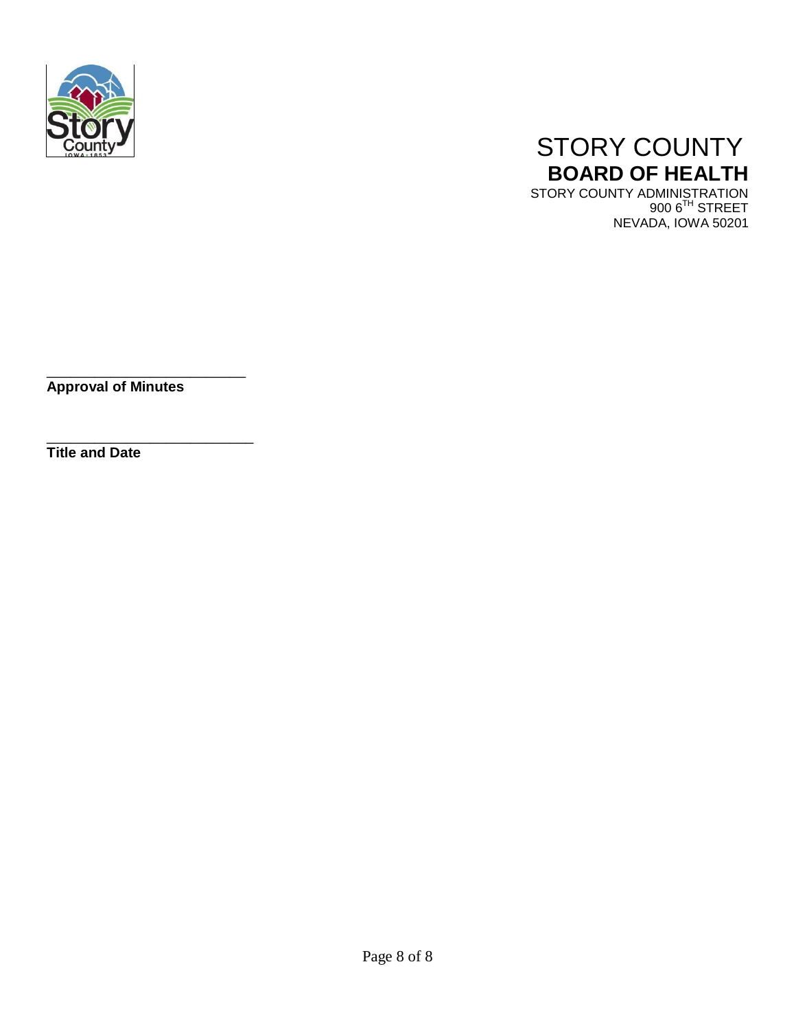# STORY COUNTY
## BOARD OF HEALTH

STORY COUNTY ADMINISTRATION
900 6TH STREET
NEVADA, IOWA 50201

\_\_\_\_\_\_\_\_\_\_\_\_\_\_\_\_\_\_\_\_\_\_\_\_\_\_\_
**Approval of Minutes**

\_\_\_\_\_\_\_\_\_\_\_\_\_\_\_\_\_\_\_\_\_\_\_\_\_\_\_\_
**Title and Date**